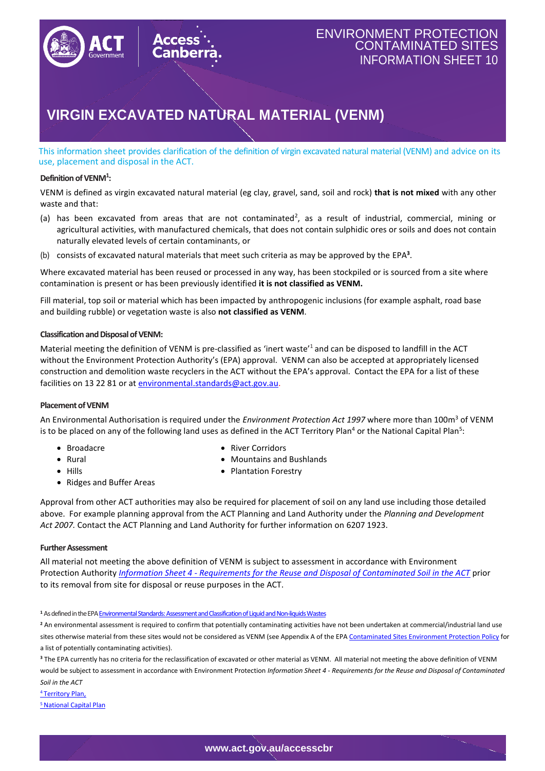ENVIRONMENT PROTECTION
CONTAMINATED SITES
INFORMATION SHEET 10

# VIRGIN EXCAVATED NATURAL MATERIAL (VENM)

This information sheet provides clarification of the definition of virgin excavated natural material (VENM) and advice on its use, placement and disposal in the ACT.

### Definition of VENM[1]:

VENM is defined as virgin excavated natural material (eg clay, gravel, sand, soil and rock) **that is not mixed** with any other waste and that:

(a) has been excavated from areas that are not contaminated[2], as a result of industrial, commercial, mining or agricultural activities, with manufactured chemicals, that does not contain sulphidic ores or soils and does not contain naturally elevated levels of certain contaminants, or

(b) consists of excavated natural materials that meet such criteria as may be approved by the EPA[3].

Where excavated material has been reused or processed in any way, has been stockpiled or is sourced from a site where contamination is present or has been previously identified **it is not classified as VENM.**

Fill material, top soil or material which has been impacted by anthropogenic inclusions (for example asphalt, road base and building rubble) or vegetation waste is also **not classified as VENM**.

### Classification and Disposal of VENM:

Material meeting the definition of VENM is pre-classified as 'inert waste'[1] and can be disposed to landfill in the ACT without the Environment Protection Authority's (EPA) approval. VENM can also be accepted at appropriately licensed construction and demolition waste recyclers in the ACT without the EPA's approval. Contact the EPA for a list of these facilities on 13 22 81 or at environmental.standards@act.gov.au.

### Placement of VENM

An Environmental Authorisation is required under the *Environment Protection Act 1997* where more than 100m$^3$ of VENM is to be placed on any of the following land uses as defined in the ACT Territory Plan[4] or the National Capital Plan[5]:

- Broadacre
- Rural
- Hills
- Ridges and Buffer Areas
- River Corridors
- Mountains and Bushlands
- Plantation Forestry

Approval from other ACT authorities may also be required for placement of soil on any land use including those detailed above. For example planning approval from the ACT Planning and Land Authority under the *Planning and Development Act 2007.* Contact the ACT Planning and Land Authority for further information on 6207 1923.

### Further Assessment

All material not meeting the above definition of VENM is subject to assessment in accordance with Environment Protection Authority *Information Sheet 4 - Requirements for the Reuse and Disposal of Contaminated Soil in the ACT* prior to its removal from site for disposal or reuse purposes in the ACT.

---

[1] As defined in the EPA Environmental Standards: Assessment and Classification of Liquid and Non-liquids Wastes

[2] An environmental assessment is required to confirm that potentially contaminating activities have not been undertaken at commercial/industrial land use sites otherwise material from these sites would not be considered as VENM (see Appendix A of the EPA Contaminated Sites Environment Protection Policy for a list of potentially contaminating activities).

[3] The EPA currently has no criteria for the reclassification of excavated or other material as VENM. All material not meeting the above definition of VENM would be subject to assessment in accordance with Environment Protection *Information Sheet 4 - Requirements for the Reuse and Disposal of Contaminated Soil in the ACT*

[4] Territory Plan,

[5] National Capital Plan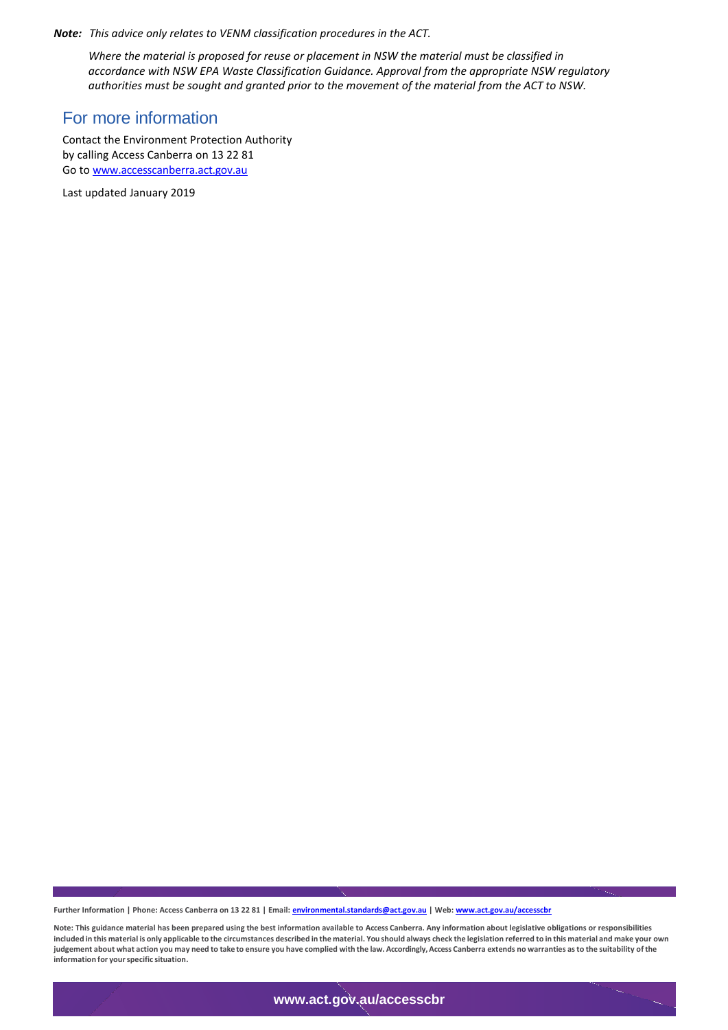***Note:*** *This advice only relates to VENM classification procedures in the ACT.*

*Where the material is proposed for reuse or placement in NSW the material must be classified in accordance with NSW EPA Waste Classification Guidance. Approval from the appropriate NSW regulatory authorities must be sought and granted prior to the movement of the material from the ACT to NSW.*

## For more information

Contact the Environment Protection Authority
by calling Access Canberra on 13 22 81
Go to [www.accesscanberra.act.gov.au](www.accesscanberra.act.gov.au)

Last updated January 2019

**Further Information | Phone: Access Canberra on 13 22 81 | Email: environmental.standards@act.gov.au | Web: www.act.gov.au/accesscbr**

**Note: This guidance material has been prepared using the best information available to Access Canberra. Any information about legislative obligations or responsibilities included in this material is only applicable to the circumstances described in the material. You should always check the legislation referred to in this material and make your own judgement about what action you may need to take to ensure you have complied with the law. Accordingly, Access Canberra extends no warranties as to the suitability of the information for your specific situation.**

**www.act.gov.au/accesscbr**